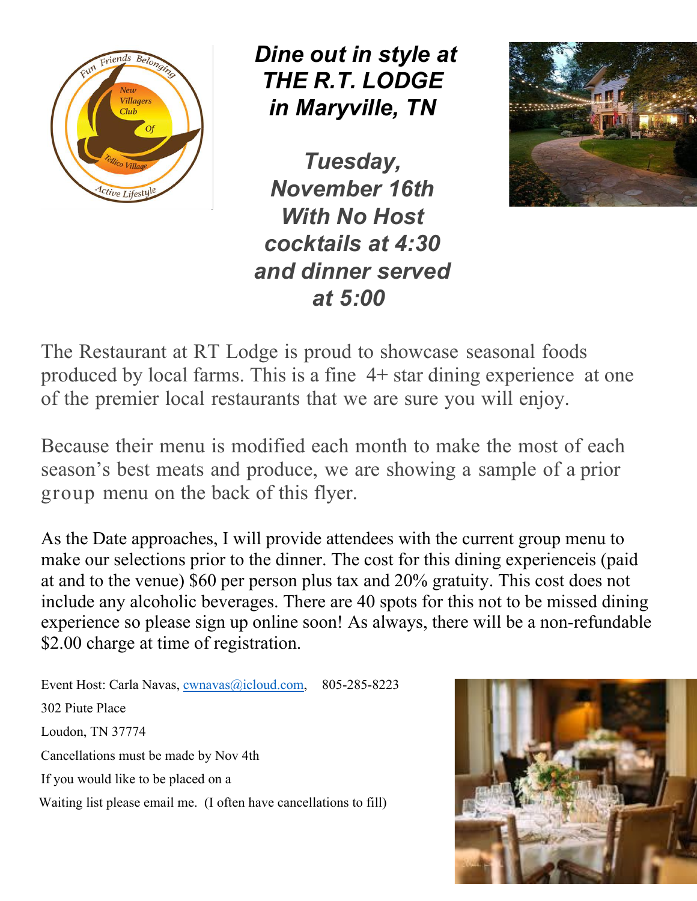***Dine out in style at THE R.T. LODGE in Maryville, TN***

***Tuesday, November 16th With No Host cocktails at 4:30 and dinner served at 5:00***

The Restaurant at RT Lodge is proud to showcase seasonal foods produced by local farms. This is a fine 4+ star dining experience at one of the premier local restaurants that we are sure you will enjoy.

Because their menu is modified each month to make the most of each season's best meats and produce, we are showing a sample of a prior group menu on the back of this flyer.

As the Date approaches, I will provide attendees with the current group menu to make our selections prior to the dinner. The cost for this dining experienceis (paid at and to the venue) $60 per person plus tax and 20% gratuity. This cost does not include any alcoholic beverages. There are 40 spots for this not to be missed dining experience so please sign up online soon! As always, there will be a non-refundable $2.00 charge at time of registration.

Event Host: Carla Navas, cwnavas@icloud.com, 805-285-8223

302 Piute Place

Loudon, TN 37774

Cancellations must be made by Nov 4th

If you would like to be placed on a

Waiting list please email me. (I often have cancellations to fill)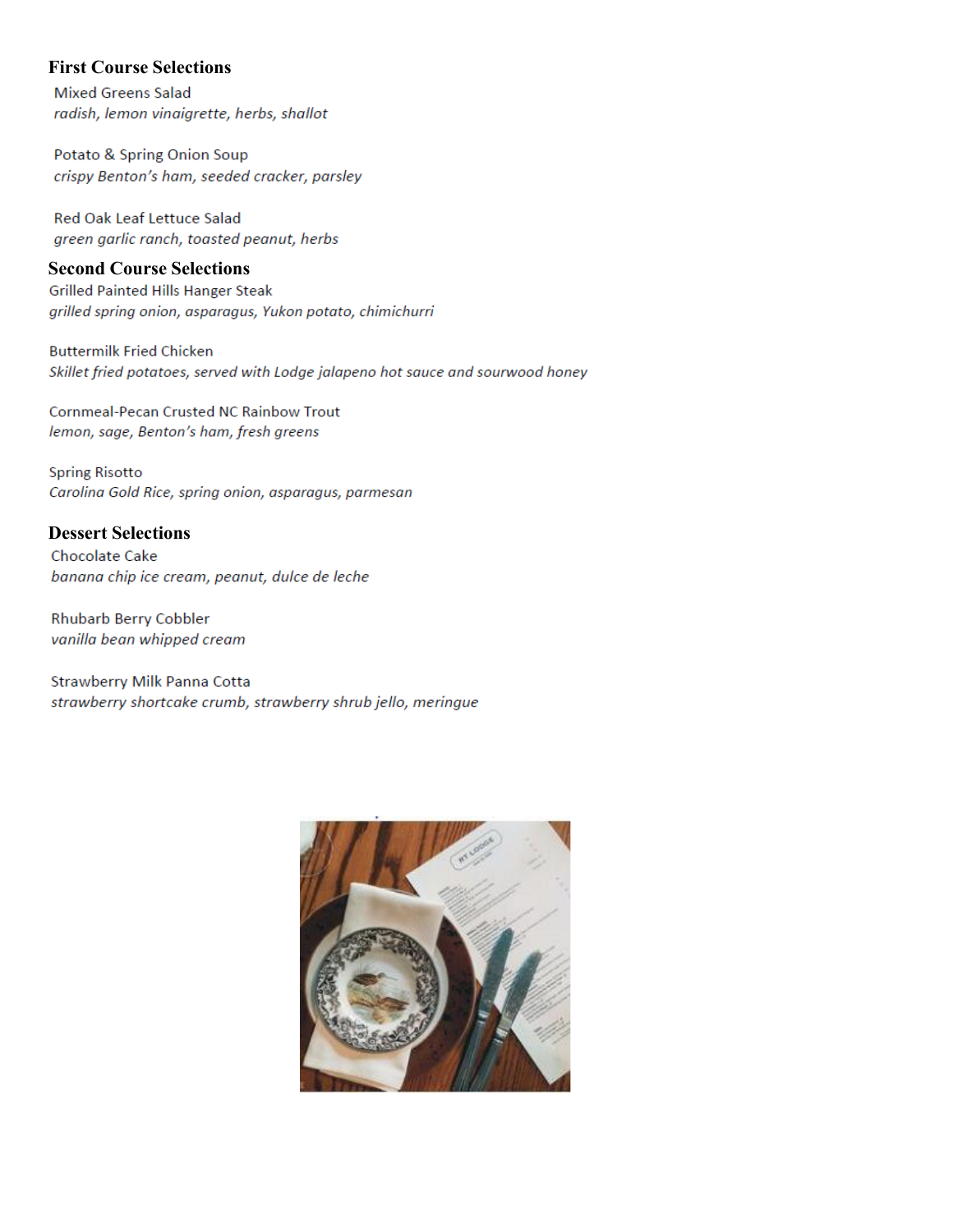## First Course Selections

Mixed Greens Salad
*radish, lemon vinaigrette, herbs, shallot*

Potato & Spring Onion Soup
*crispy Benton's ham, seeded cracker, parsley*

Red Oak Leaf Lettuce Salad
*green garlic ranch, toasted peanut, herbs*

## Second Course Selections

Grilled Painted Hills Hanger Steak
*grilled spring onion, asparagus, Yukon potato, chimichurri*

Buttermilk Fried Chicken
*Skillet fried potatoes, served with Lodge jalapeno hot sauce and sourwood honey*

Cornmeal-Pecan Crusted NC Rainbow Trout
*lemon, sage, Benton's ham, fresh greens*

Spring Risotto
*Carolina Gold Rice, spring onion, asparagus, parmesan*

## Dessert Selections

Chocolate Cake
*banana chip ice cream, peanut, dulce de leche*

Rhubarb Berry Cobbler
*vanilla bean whipped cream*

Strawberry Milk Panna Cotta
*strawberry shortcake crumb, strawberry shrub jello, meringue*